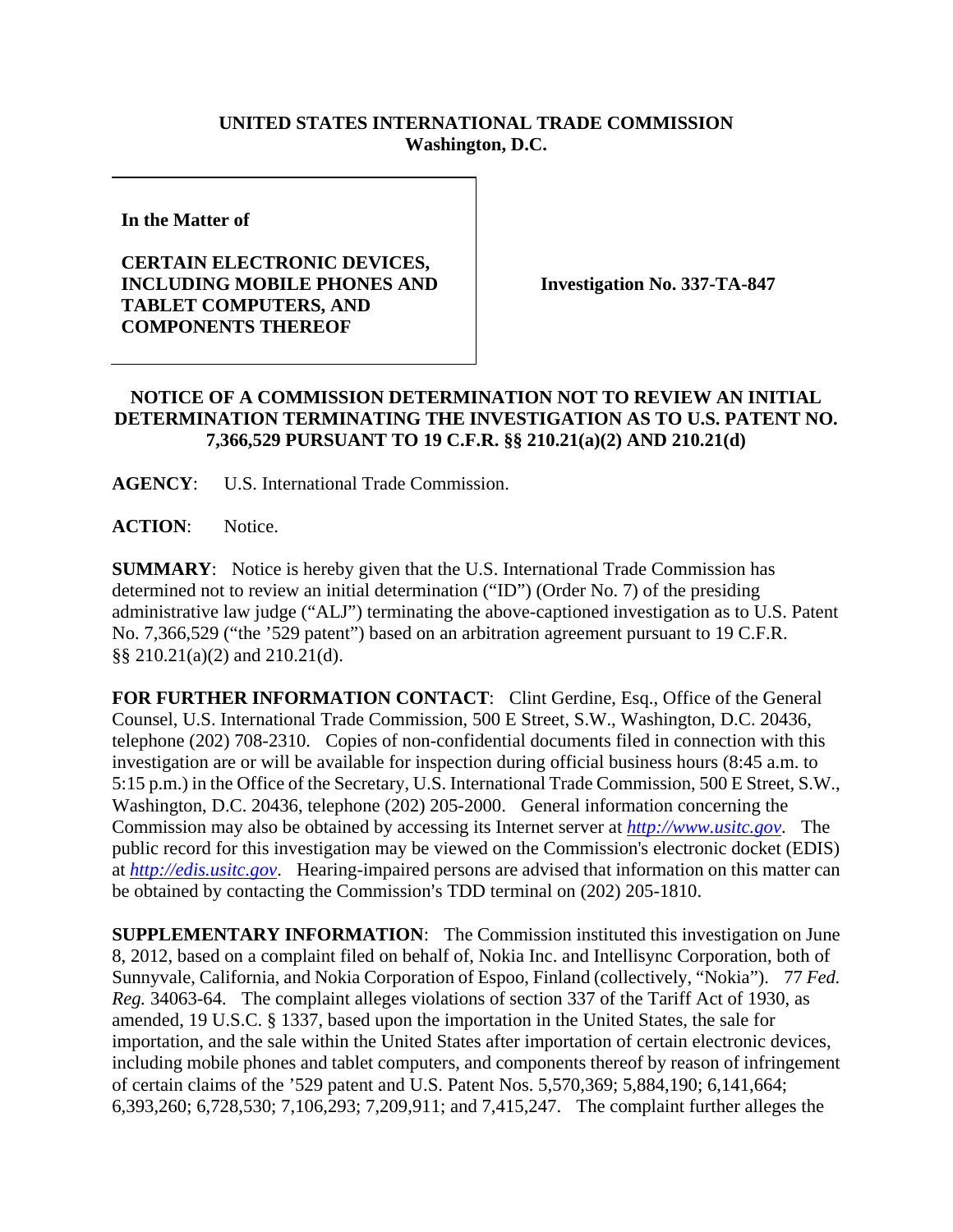**UNITED STATES INTERNATIONAL TRADE COMMISSION**
**Washington, D.C.**

**In the Matter of**

**CERTAIN ELECTRONIC DEVICES, INCLUDING MOBILE PHONES AND TABLET COMPUTERS, AND COMPONENTS THEREOF**

**Investigation No. 337-TA-847**

**NOTICE OF A COMMISSION DETERMINATION NOT TO REVIEW AN INITIAL DETERMINATION TERMINATING THE INVESTIGATION AS TO U.S. PATENT NO. 7,366,529 PURSUANT TO 19 C.F.R. §§ 210.21(a)(2) AND 210.21(d)**

**AGENCY**: U.S. International Trade Commission.

**ACTION**: Notice.

**SUMMARY**: Notice is hereby given that the U.S. International Trade Commission has determined not to review an initial determination ("ID") (Order No. 7) of the presiding administrative law judge ("ALJ") terminating the above-captioned investigation as to U.S. Patent No. 7,366,529 ("the '529 patent") based on an arbitration agreement pursuant to 19 C.F.R. §§ 210.21(a)(2) and 210.21(d).

**FOR FURTHER INFORMATION CONTACT**: Clint Gerdine, Esq., Office of the General Counsel, U.S. International Trade Commission, 500 E Street, S.W., Washington, D.C. 20436, telephone (202) 708-2310. Copies of non-confidential documents filed in connection with this investigation are or will be available for inspection during official business hours (8:45 a.m. to 5:15 p.m.) in the Office of the Secretary, U.S. International Trade Commission, 500 E Street, S.W., Washington, D.C. 20436, telephone (202) 205-2000. General information concerning the Commission may also be obtained by accessing its Internet server at *http://www.usitc.gov*. The public record for this investigation may be viewed on the Commission's electronic docket (EDIS) at *http://edis.usitc.gov*. Hearing-impaired persons are advised that information on this matter can be obtained by contacting the Commission's TDD terminal on (202) 205-1810.

**SUPPLEMENTARY INFORMATION**: The Commission instituted this investigation on June 8, 2012, based on a complaint filed on behalf of, Nokia Inc. and Intellisync Corporation, both of Sunnyvale, California, and Nokia Corporation of Espoo, Finland (collectively, "Nokia"). 77 *Fed. Reg.* 34063-64. The complaint alleges violations of section 337 of the Tariff Act of 1930, as amended, 19 U.S.C. § 1337, based upon the importation in the United States, the sale for importation, and the sale within the United States after importation of certain electronic devices, including mobile phones and tablet computers, and components thereof by reason of infringement of certain claims of the '529 patent and U.S. Patent Nos. 5,570,369; 5,884,190; 6,141,664; 6,393,260; 6,728,530; 7,106,293; 7,209,911; and 7,415,247. The complaint further alleges the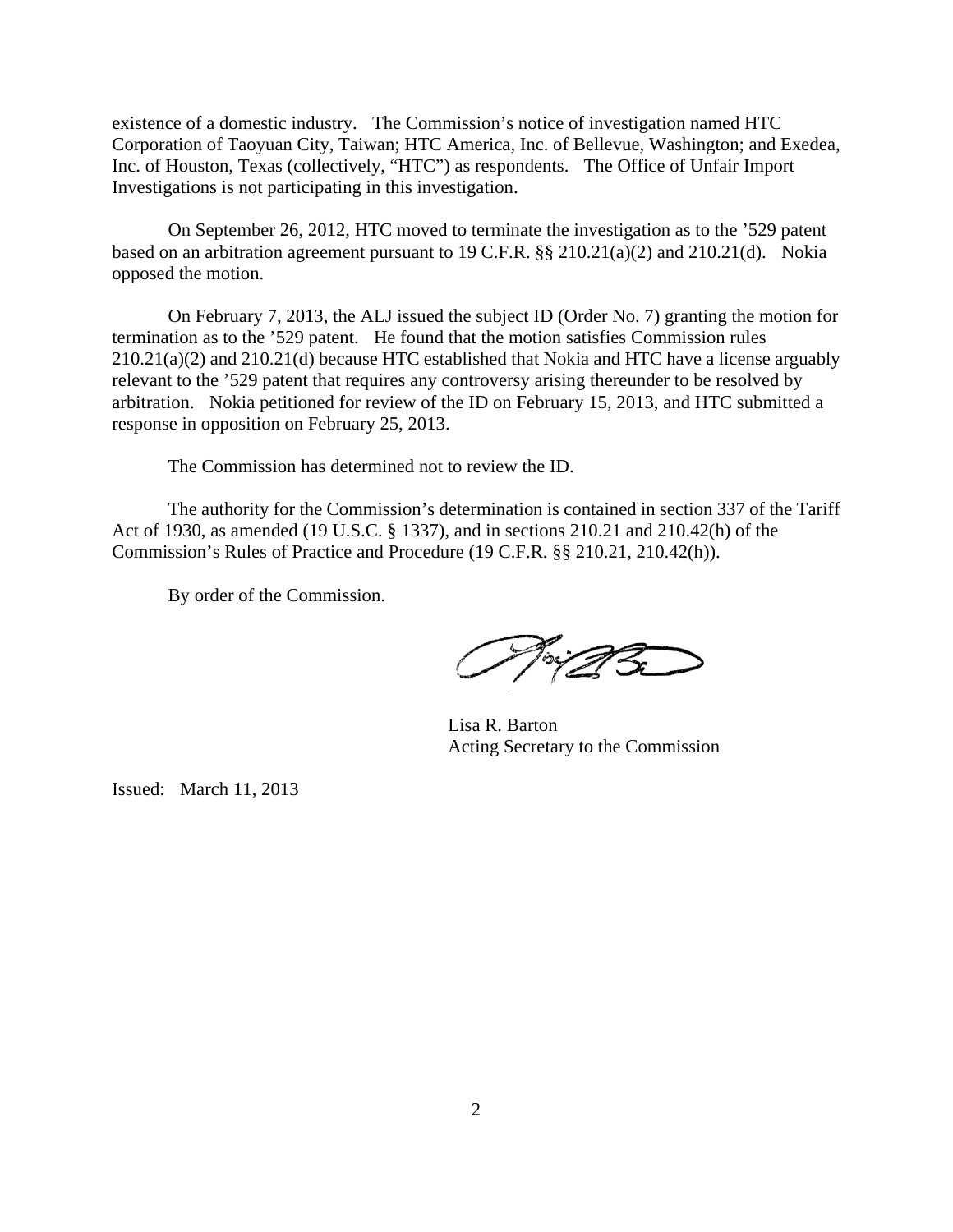existence of a domestic industry. The Commission's notice of investigation named HTC Corporation of Taoyuan City, Taiwan; HTC America, Inc. of Bellevue, Washington; and Exedea, Inc. of Houston, Texas (collectively, "HTC") as respondents. The Office of Unfair Import Investigations is not participating in this investigation.

On September 26, 2012, HTC moved to terminate the investigation as to the '529 patent based on an arbitration agreement pursuant to 19 C.F.R. §§ 210.21(a)(2) and 210.21(d). Nokia opposed the motion.

On February 7, 2013, the ALJ issued the subject ID (Order No. 7) granting the motion for termination as to the '529 patent. He found that the motion satisfies Commission rules 210.21(a)(2) and 210.21(d) because HTC established that Nokia and HTC have a license arguably relevant to the '529 patent that requires any controversy arising thereunder to be resolved by arbitration. Nokia petitioned for review of the ID on February 15, 2013, and HTC submitted a response in opposition on February 25, 2013.

The Commission has determined not to review the ID.

The authority for the Commission's determination is contained in section 337 of the Tariff Act of 1930, as amended (19 U.S.C. § 1337), and in sections 210.21 and 210.42(h) of the Commission's Rules of Practice and Procedure (19 C.F.R. §§ 210.21, 210.42(h)).

By order of the Commission.

Lisa R. Barton
Acting Secretary to the Commission

Issued: March 11, 2013